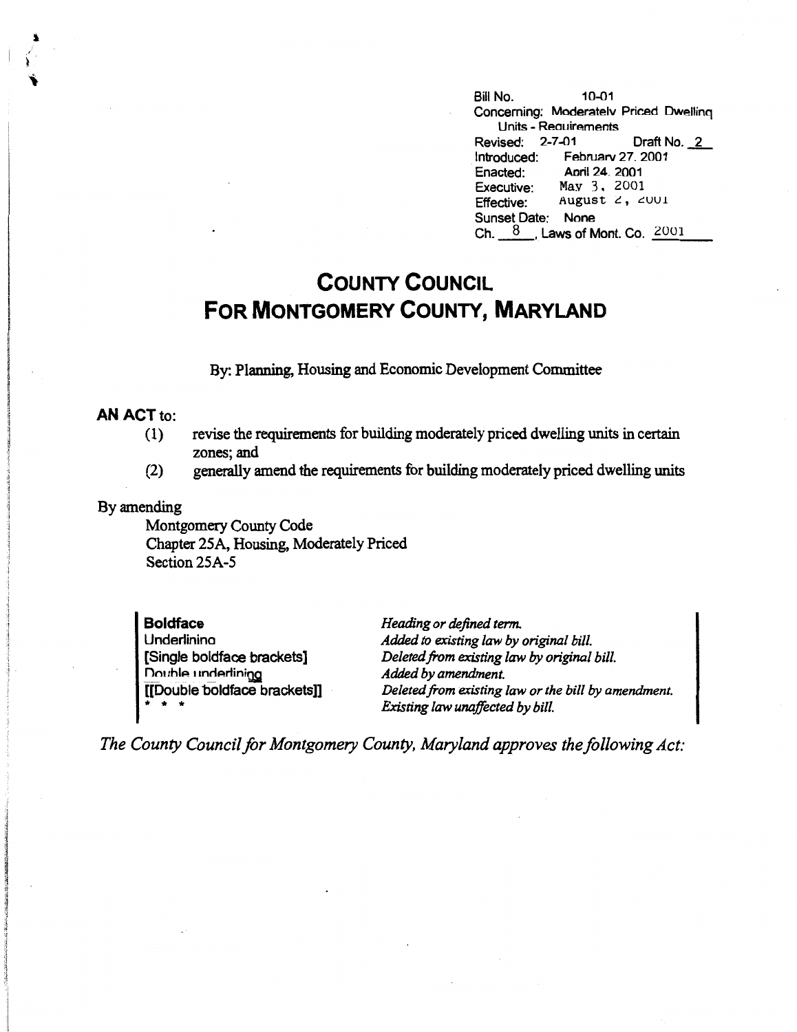Bill No. 10-01
Concerning: Moderately Priced Dwelling Units - Requirements
Revised: 2-7-01 Draft No. 2
Introduced: February 27, 2001
Enacted: April 24, 2001
Executive: May 3, 2001
Effective: August 2, 2001
Sunset Date: None
Ch. 8, Laws of Mont. Co. 2001

# COUNTY COUNCIL
# FOR MONTGOMERY COUNTY, MARYLAND

By: Planning, Housing and Economic Development Committee

**AN ACT** to:

(1) revise the requirements for building moderately priced dwelling units in certain zones; and
(2) generally amend the requirements for building moderately priced dwelling units

By amending

Montgomery County Code
Chapter 25A, Housing, Moderately Priced
Section 25A-5

| | |
|---|---|
| **Boldface** | *Heading or defined term.* |
| Underlining | *Added to existing law by original bill.* |
| [Single boldface brackets] | *Deleted from existing law by original bill.* |
| Double underlining | *Added by amendment.* |
| [[Double boldface brackets]] | *Deleted from existing law or the bill by amendment.* |
| * * * | *Existing law unaffected by bill.* |

*The County Council for Montgomery County, Maryland approves the following Act:*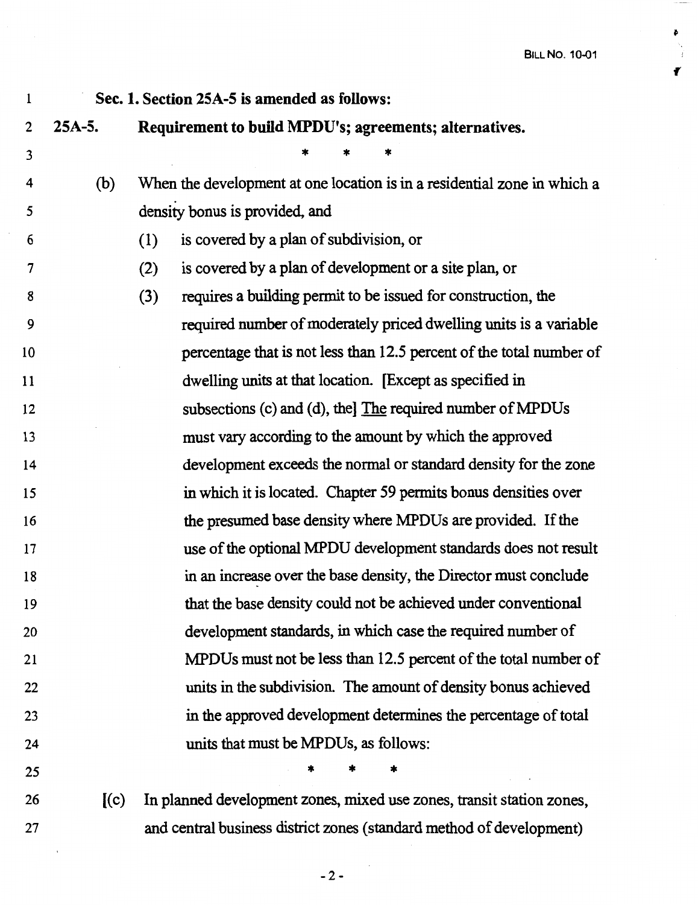**Sec. 1. Section 25A-5 is amended as follows:**

**25A-5. Requirement to build MPDU's; agreements; alternatives.**

\* \* \*

(b) When the development at one location is in a residential zone in which a density bonus is provided, and

(1) is covered by a plan of subdivision, or

(2) is covered by a plan of development or a site plan, or

(3) requires a building permit to be issued for construction, the required number of moderately priced dwelling units is a variable percentage that is not less than 12.5 percent of the total number of dwelling units at that location. [Except as specified in subsections (c) and (d), the] <u>The</u> required number of MPDUs must vary according to the amount by which the approved development exceeds the normal or standard density for the zone in which it is located. Chapter 59 permits bonus densities over the presumed base density where MPDUs are provided. If the use of the optional MPDU development standards does not result in an increase over the base density, the Director must conclude that the base density could not be achieved under conventional development standards, in which case the required number of MPDUs must not be less than 12.5 percent of the total number of units in the subdivision. The amount of density bonus achieved in the approved development determines the percentage of total units that must be MPDUs, as follows:

\* \* \*

[(c) In planned development zones, mixed use zones, transit station zones, and central business district zones (standard method of development)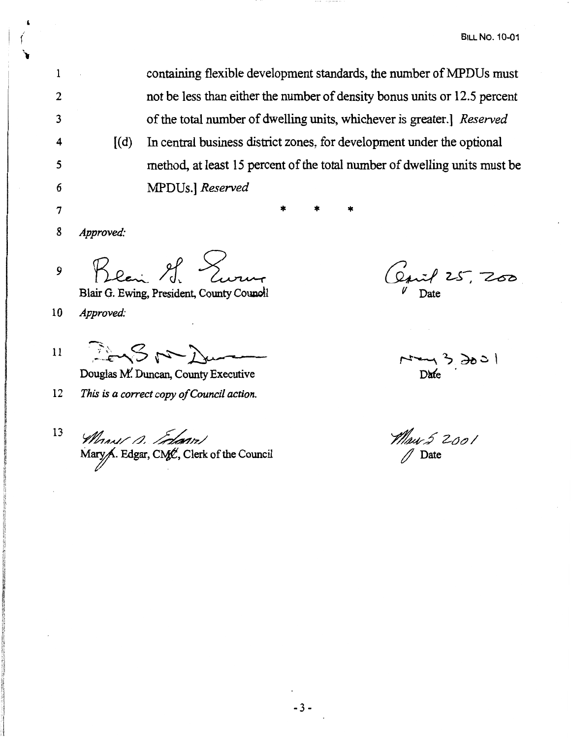containing flexible development standards, the number of MPDUs must not be less than either the number of density bonus units or 12.5 percent of the total number of dwelling units, whichever is greater.] *Reserved*

[(d) In central business district zones, for development under the optional method, at least 15 percent of the total number of dwelling units must be MPDUs.] *Reserved*

\* \* \*

*Approved:*

Blair G. Ewing, President, County Council — April 25, 200_ — Date

*Approved:*

Douglas M. Duncan, County Executive — May 3, 2001 — Date

*This is a correct copy of Council action.*

Mary A. Edgar, CMC, Clerk of the Council — May 5 2001 — Date